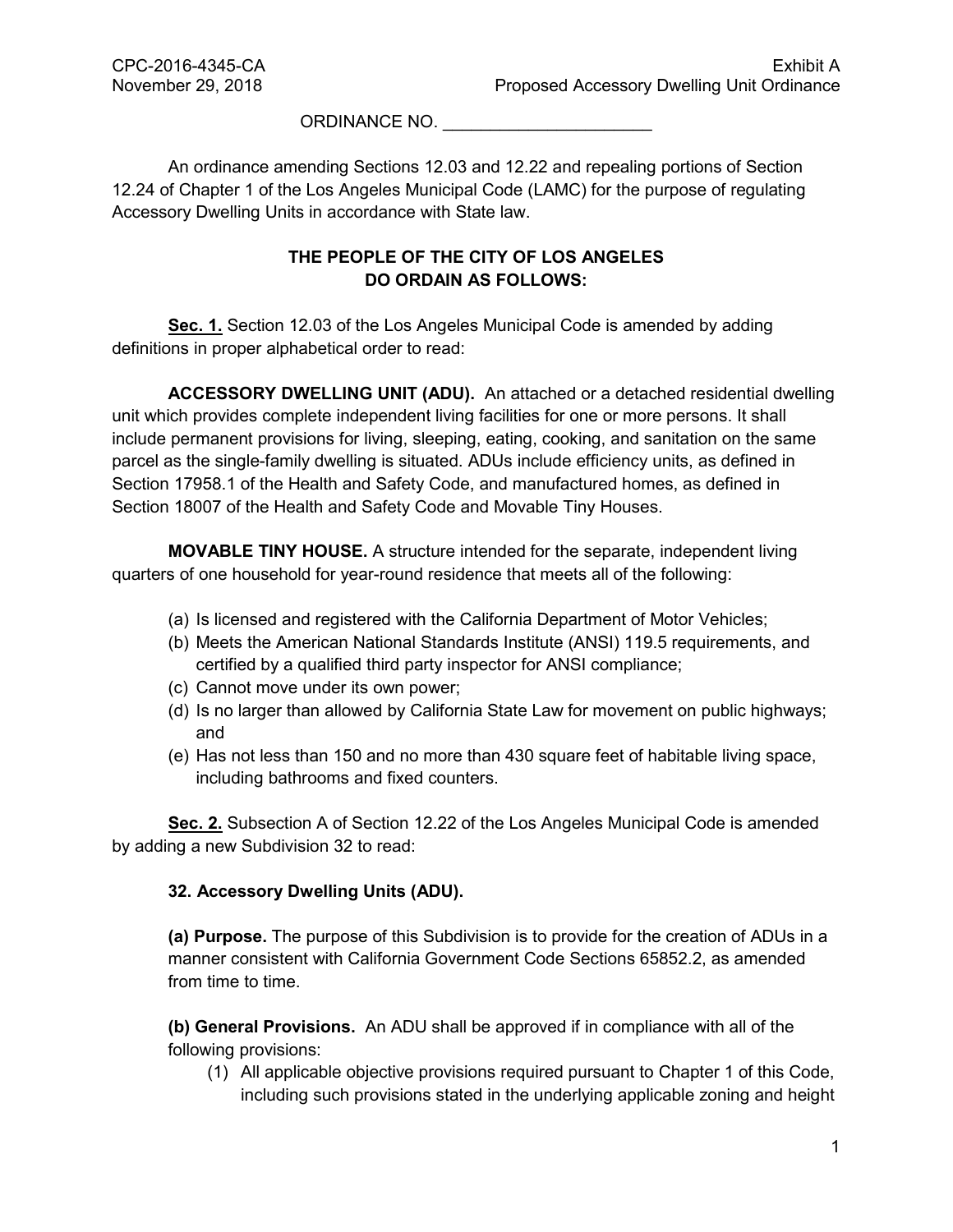CPC-2016-4345-CA
November 29, 2018

Exhibit A
Proposed Accessory Dwelling Unit Ordinance

ORDINANCE NO. ______________________

An ordinance amending Sections 12.03 and 12.22 and repealing portions of Section 12.24 of Chapter 1 of the Los Angeles Municipal Code (LAMC) for the purpose of regulating Accessory Dwelling Units in accordance with State law.

**THE PEOPLE OF THE CITY OF LOS ANGELES DO ORDAIN AS FOLLOWS:**

**Sec. 1.** Section 12.03 of the Los Angeles Municipal Code is amended by adding definitions in proper alphabetical order to read:

**ACCESSORY DWELLING UNIT (ADU).** An attached or a detached residential dwelling unit which provides complete independent living facilities for one or more persons. It shall include permanent provisions for living, sleeping, eating, cooking, and sanitation on the same parcel as the single-family dwelling is situated. ADUs include efficiency units, as defined in Section 17958.1 of the Health and Safety Code, and manufactured homes, as defined in Section 18007 of the Health and Safety Code and Movable Tiny Houses.

**MOVABLE TINY HOUSE.** A structure intended for the separate, independent living quarters of one household for year-round residence that meets all of the following:

(a) Is licensed and registered with the California Department of Motor Vehicles;
(b) Meets the American National Standards Institute (ANSI) 119.5 requirements, and certified by a qualified third party inspector for ANSI compliance;
(c) Cannot move under its own power;
(d) Is no larger than allowed by California State Law for movement on public highways; and
(e) Has not less than 150 and no more than 430 square feet of habitable living space, including bathrooms and fixed counters.

**Sec. 2.** Subsection A of Section 12.22 of the Los Angeles Municipal Code is amended by adding a new Subdivision 32 to read:

**32. Accessory Dwelling Units (ADU).**

**(a) Purpose.** The purpose of this Subdivision is to provide for the creation of ADUs in a manner consistent with California Government Code Sections 65852.2, as amended from time to time.

**(b) General Provisions.** An ADU shall be approved if in compliance with all of the following provisions:

(1) All applicable objective provisions required pursuant to Chapter 1 of this Code, including such provisions stated in the underlying applicable zoning and height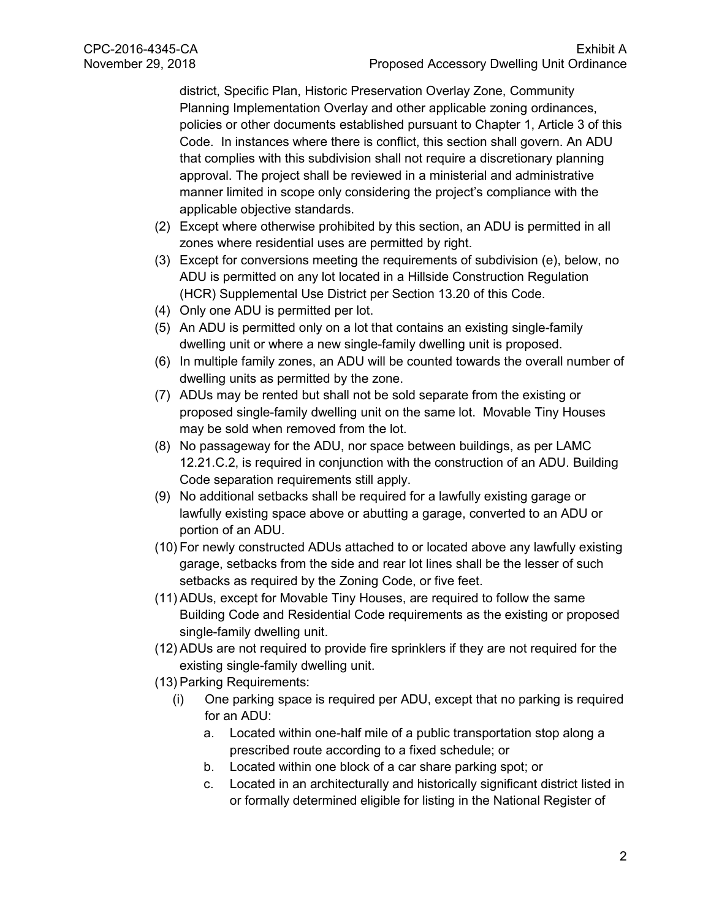district, Specific Plan, Historic Preservation Overlay Zone, Community Planning Implementation Overlay and other applicable zoning ordinances, policies or other documents established pursuant to Chapter 1, Article 3 of this Code. In instances where there is conflict, this section shall govern. An ADU that complies with this subdivision shall not require a discretionary planning approval. The project shall be reviewed in a ministerial and administrative manner limited in scope only considering the project's compliance with the applicable objective standards.

(2) Except where otherwise prohibited by this section, an ADU is permitted in all zones where residential uses are permitted by right.

(3) Except for conversions meeting the requirements of subdivision (e), below, no ADU is permitted on any lot located in a Hillside Construction Regulation (HCR) Supplemental Use District per Section 13.20 of this Code.

(4) Only one ADU is permitted per lot.

(5) An ADU is permitted only on a lot that contains an existing single-family dwelling unit or where a new single-family dwelling unit is proposed.

(6) In multiple family zones, an ADU will be counted towards the overall number of dwelling units as permitted by the zone.

(7) ADUs may be rented but shall not be sold separate from the existing or proposed single-family dwelling unit on the same lot. Movable Tiny Houses may be sold when removed from the lot.

(8) No passageway for the ADU, nor space between buildings, as per LAMC 12.21.C.2, is required in conjunction with the construction of an ADU. Building Code separation requirements still apply.

(9) No additional setbacks shall be required for a lawfully existing garage or lawfully existing space above or abutting a garage, converted to an ADU or portion of an ADU.

(10) For newly constructed ADUs attached to or located above any lawfully existing garage, setbacks from the side and rear lot lines shall be the lesser of such setbacks as required by the Zoning Code, or five feet.

(11) ADUs, except for Movable Tiny Houses, are required to follow the same Building Code and Residential Code requirements as the existing or proposed single-family dwelling unit.

(12) ADUs are not required to provide fire sprinklers if they are not required for the existing single-family dwelling unit.

(13) Parking Requirements:

  (i) One parking space is required per ADU, except that no parking is required for an ADU:

    a. Located within one-half mile of a public transportation stop along a prescribed route according to a fixed schedule; or

    b. Located within one block of a car share parking spot; or

    c. Located in an architecturally and historically significant district listed in or formally determined eligible for listing in the National Register of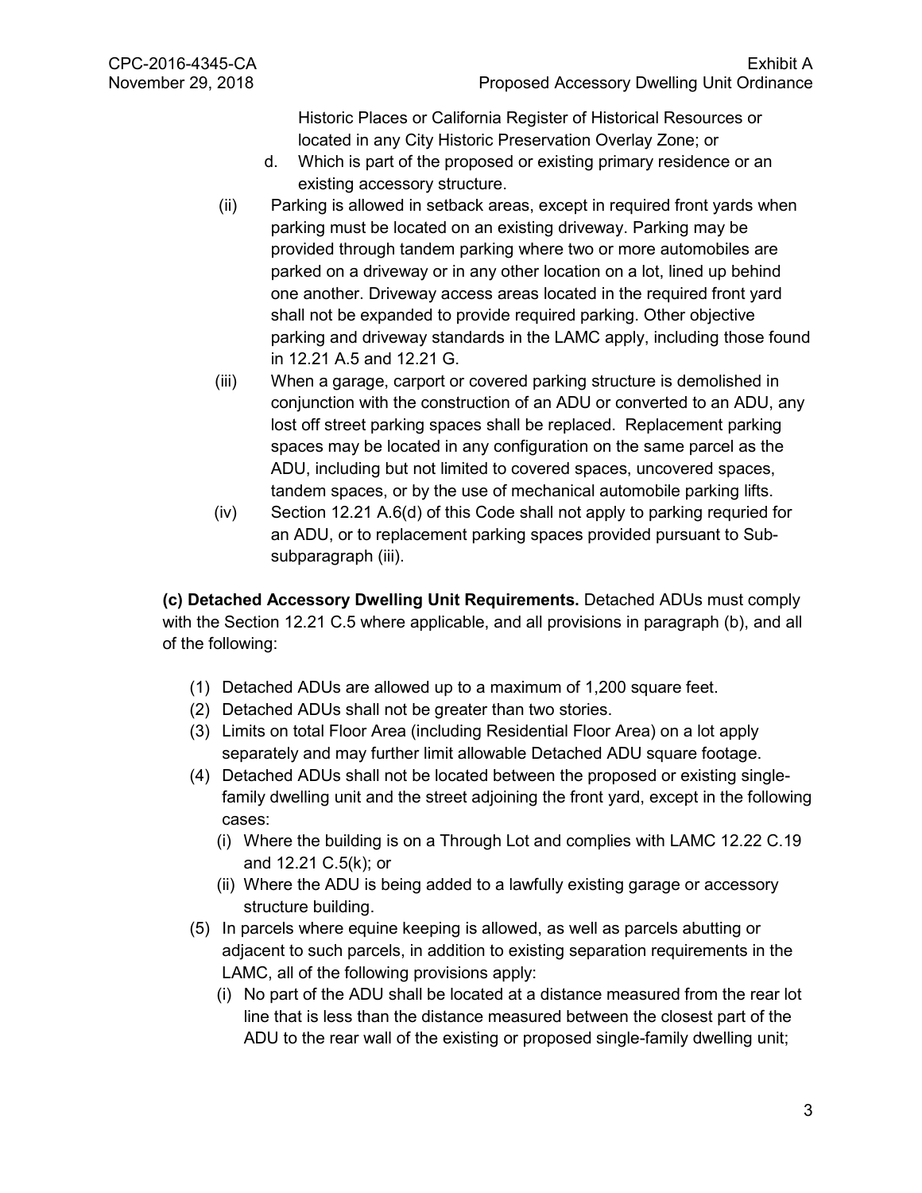Historic Places or California Register of Historical Resources or located in any City Historic Preservation Overlay Zone; or

   d. Which is part of the proposed or existing primary residence or an existing accessory structure.

(ii) Parking is allowed in setback areas, except in required front yards when parking must be located on an existing driveway. Parking may be provided through tandem parking where two or more automobiles are parked on a driveway or in any other location on a lot, lined up behind one another. Driveway access areas located in the required front yard shall not be expanded to provide required parking. Other objective parking and driveway standards in the LAMC apply, including those found in 12.21 A.5 and 12.21 G.

(iii) When a garage, carport or covered parking structure is demolished in conjunction with the construction of an ADU or converted to an ADU, any lost off street parking spaces shall be replaced. Replacement parking spaces may be located in any configuration on the same parcel as the ADU, including but not limited to covered spaces, uncovered spaces, tandem spaces, or by the use of mechanical automobile parking lifts.

(iv) Section 12.21 A.6(d) of this Code shall not apply to parking requried for an ADU, or to replacement parking spaces provided pursuant to Sub-subparagraph (iii).

**(c) Detached Accessory Dwelling Unit Requirements.** Detached ADUs must comply with the Section 12.21 C.5 where applicable, and all provisions in paragraph (b), and all of the following:

(1) Detached ADUs are allowed up to a maximum of 1,200 square feet.

(2) Detached ADUs shall not be greater than two stories.

(3) Limits on total Floor Area (including Residential Floor Area) on a lot apply separately and may further limit allowable Detached ADU square footage.

(4) Detached ADUs shall not be located between the proposed or existing single-family dwelling unit and the street adjoining the front yard, except in the following cases:

   (i) Where the building is on a Through Lot and complies with LAMC 12.22 C.19 and 12.21 C.5(k); or

   (ii) Where the ADU is being added to a lawfully existing garage or accessory structure building.

(5) In parcels where equine keeping is allowed, as well as parcels abutting or adjacent to such parcels, in addition to existing separation requirements in the LAMC, all of the following provisions apply:

   (i) No part of the ADU shall be located at a distance measured from the rear lot line that is less than the distance measured between the closest part of the ADU to the rear wall of the existing or proposed single-family dwelling unit;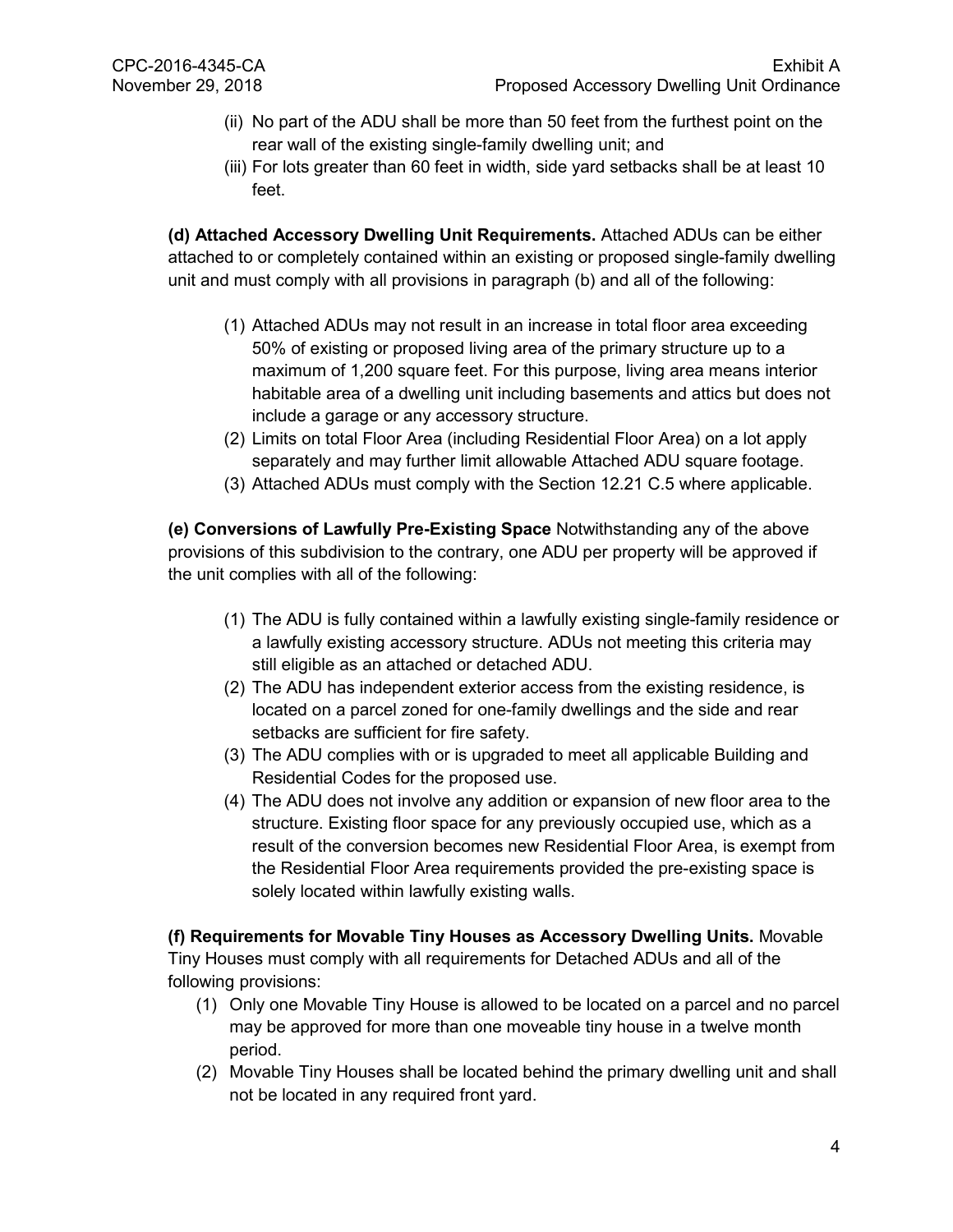(ii) No part of the ADU shall be more than 50 feet from the furthest point on the rear wall of the existing single-family dwelling unit; and

(iii) For lots greater than 60 feet in width, side yard setbacks shall be at least 10 feet.

**(d) Attached Accessory Dwelling Unit Requirements.** Attached ADUs can be either attached to or completely contained within an existing or proposed single-family dwelling unit and must comply with all provisions in paragraph (b) and all of the following:

(1) Attached ADUs may not result in an increase in total floor area exceeding 50% of existing or proposed living area of the primary structure up to a maximum of 1,200 square feet. For this purpose, living area means interior habitable area of a dwelling unit including basements and attics but does not include a garage or any accessory structure.

(2) Limits on total Floor Area (including Residential Floor Area) on a lot apply separately and may further limit allowable Attached ADU square footage.

(3) Attached ADUs must comply with the Section 12.21 C.5 where applicable.

**(e) Conversions of Lawfully Pre-Existing Space** Notwithstanding any of the above provisions of this subdivision to the contrary, one ADU per property will be approved if the unit complies with all of the following:

(1) The ADU is fully contained within a lawfully existing single-family residence or a lawfully existing accessory structure. ADUs not meeting this criteria may still eligible as an attached or detached ADU.

(2) The ADU has independent exterior access from the existing residence, is located on a parcel zoned for one-family dwellings and the side and rear setbacks are sufficient for fire safety.

(3) The ADU complies with or is upgraded to meet all applicable Building and Residential Codes for the proposed use.

(4) The ADU does not involve any addition or expansion of new floor area to the structure. Existing floor space for any previously occupied use, which as a result of the conversion becomes new Residential Floor Area, is exempt from the Residential Floor Area requirements provided the pre-existing space is solely located within lawfully existing walls.

**(f) Requirements for Movable Tiny Houses as Accessory Dwelling Units.** Movable Tiny Houses must comply with all requirements for Detached ADUs and all of the following provisions:

(1) Only one Movable Tiny House is allowed to be located on a parcel and no parcel may be approved for more than one moveable tiny house in a twelve month period.

(2) Movable Tiny Houses shall be located behind the primary dwelling unit and shall not be located in any required front yard.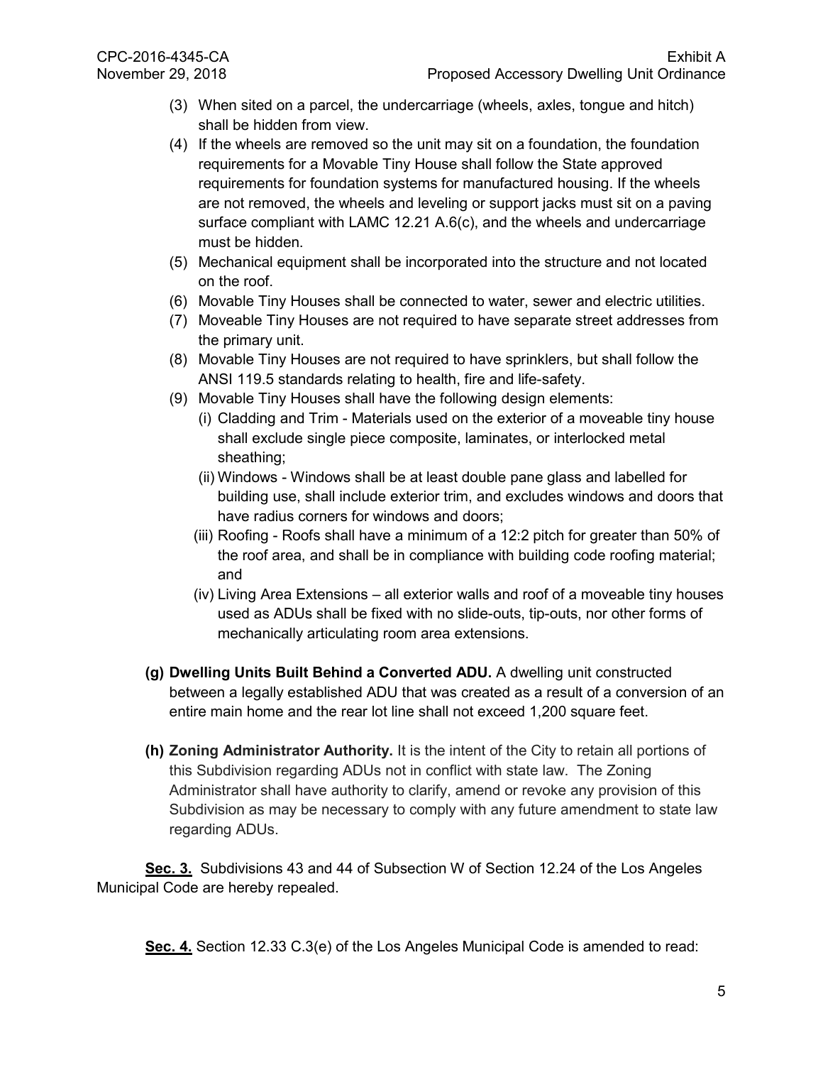(3) When sited on a parcel, the undercarriage (wheels, axles, tongue and hitch) shall be hidden from view.

(4) If the wheels are removed so the unit may sit on a foundation, the foundation requirements for a Movable Tiny House shall follow the State approved requirements for foundation systems for manufactured housing. If the wheels are not removed, the wheels and leveling or support jacks must sit on a paving surface compliant with LAMC 12.21 A.6(c), and the wheels and undercarriage must be hidden.

(5) Mechanical equipment shall be incorporated into the structure and not located on the roof.

(6) Movable Tiny Houses shall be connected to water, sewer and electric utilities.

(7) Moveable Tiny Houses are not required to have separate street addresses from the primary unit.

(8) Movable Tiny Houses are not required to have sprinklers, but shall follow the ANSI 119.5 standards relating to health, fire and life-safety.

(9) Movable Tiny Houses shall have the following design elements:

(i) Cladding and Trim - Materials used on the exterior of a moveable tiny house shall exclude single piece composite, laminates, or interlocked metal sheathing;

(ii) Windows - Windows shall be at least double pane glass and labelled for building use, shall include exterior trim, and excludes windows and doors that have radius corners for windows and doors;

(iii) Roofing - Roofs shall have a minimum of a 12:2 pitch for greater than 50% of the roof area, and shall be in compliance with building code roofing material; and

(iv) Living Area Extensions – all exterior walls and roof of a moveable tiny houses used as ADUs shall be fixed with no slide-outs, tip-outs, nor other forms of mechanically articulating room area extensions.

**(g) Dwelling Units Built Behind a Converted ADU.** A dwelling unit constructed between a legally established ADU that was created as a result of a conversion of an entire main home and the rear lot line shall not exceed 1,200 square feet.

**(h) Zoning Administrator Authority.** It is the intent of the City to retain all portions of this Subdivision regarding ADUs not in conflict with state law. The Zoning Administrator shall have authority to clarify, amend or revoke any provision of this Subdivision as may be necessary to comply with any future amendment to state law regarding ADUs.

**Sec. 3.** Subdivisions 43 and 44 of Subsection W of Section 12.24 of the Los Angeles Municipal Code are hereby repealed.

**Sec. 4.** Section 12.33 C.3(e) of the Los Angeles Municipal Code is amended to read: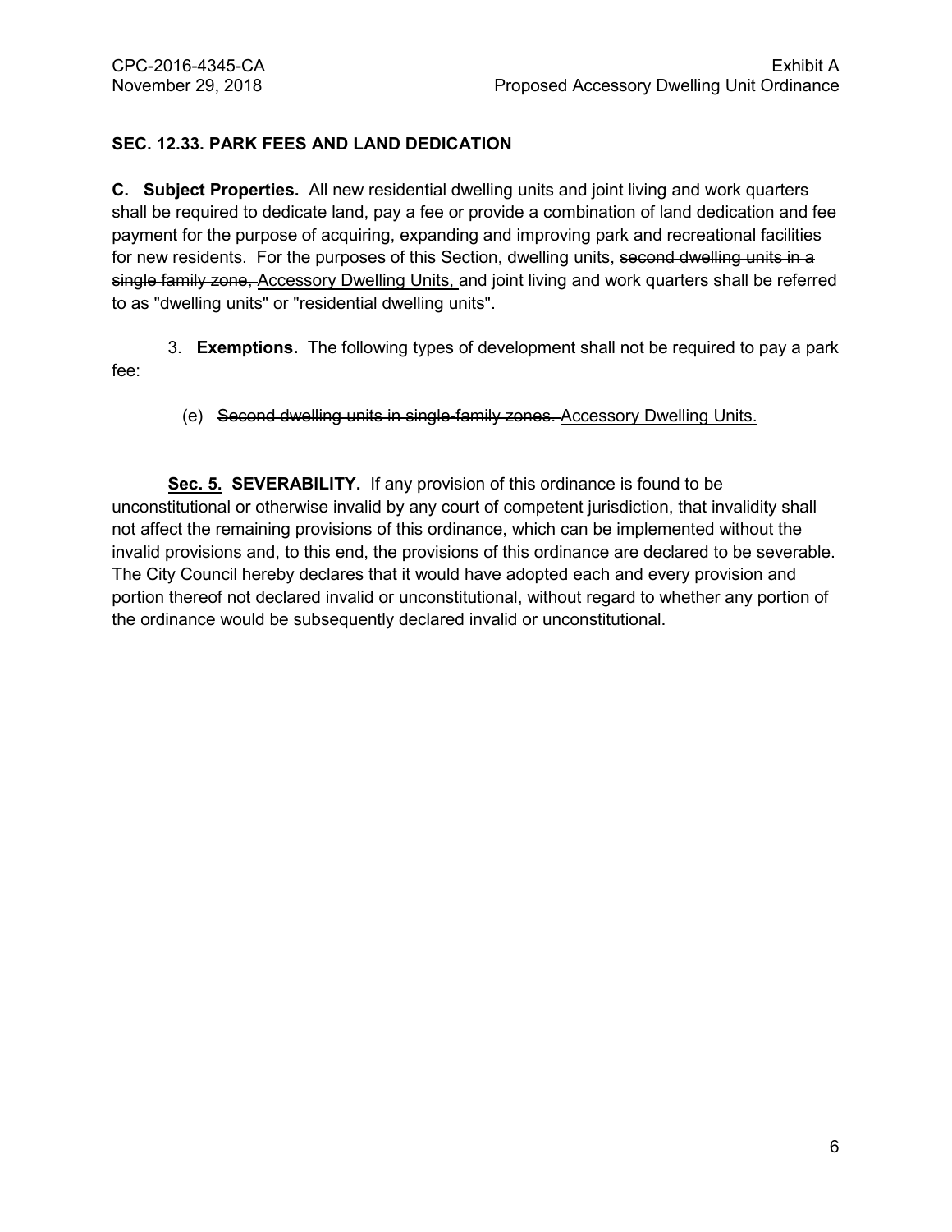**SEC. 12.33. PARK FEES AND LAND DEDICATION**

**C. Subject Properties.** All new residential dwelling units and joint living and work quarters shall be required to dedicate land, pay a fee or provide a combination of land dedication and fee payment for the purpose of acquiring, expanding and improving park and recreational facilities for new residents. For the purposes of this Section, dwelling units, ~~second dwelling units in a single family zone,~~ <u>Accessory Dwelling Units,</u> and joint living and work quarters shall be referred to as "dwelling units" or "residential dwelling units".

3. **Exemptions.** The following types of development shall not be required to pay a park fee:

(e) ~~Second dwelling units in single-family zones.~~ <u>Accessory Dwelling Units.</u>

**<u>Sec. 5.</u> SEVERABILITY.** If any provision of this ordinance is found to be unconstitutional or otherwise invalid by any court of competent jurisdiction, that invalidity shall not affect the remaining provisions of this ordinance, which can be implemented without the invalid provisions and, to this end, the provisions of this ordinance are declared to be severable. The City Council hereby declares that it would have adopted each and every provision and portion thereof not declared invalid or unconstitutional, without regard to whether any portion of the ordinance would be subsequently declared invalid or unconstitutional.